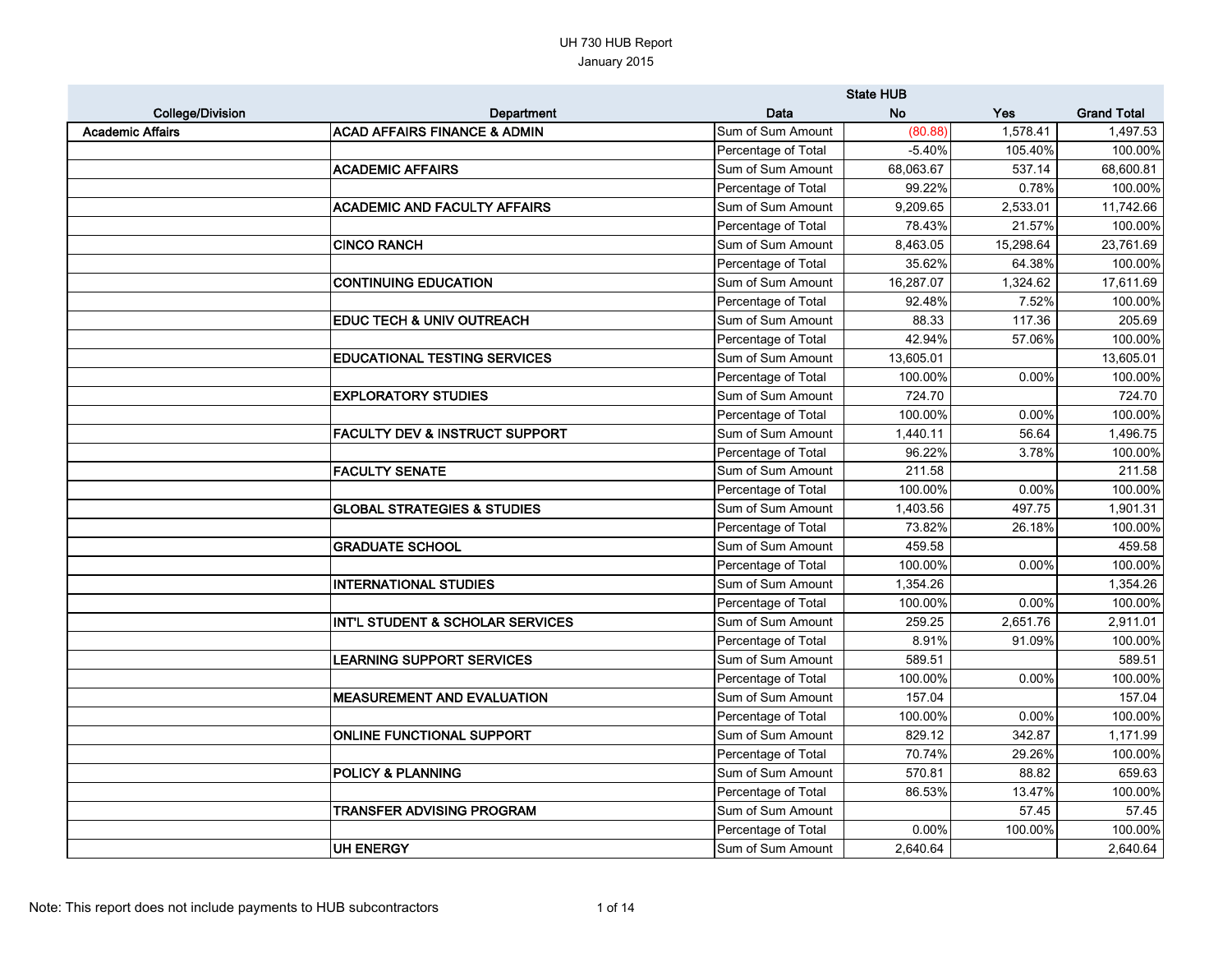UH 730 HUB Report
January 2015

| College/Division | Department | Data | State HUB No | Yes | Grand Total |
|---|---|---|---|---|---|
| Academic Affairs | ACAD AFFAIRS FINANCE & ADMIN | Sum of Sum Amount | (80.88) | 1,578.41 | 1,497.53 |
| | | Percentage of Total | -5.40% | 105.40% | 100.00% |
| | ACADEMIC AFFAIRS | Sum of Sum Amount | 68,063.67 | 537.14 | 68,600.81 |
| | | Percentage of Total | 99.22% | 0.78% | 100.00% |
| | ACADEMIC AND FACULTY AFFAIRS | Sum of Sum Amount | 9,209.65 | 2,533.01 | 11,742.66 |
| | | Percentage of Total | 78.43% | 21.57% | 100.00% |
| | CINCO RANCH | Sum of Sum Amount | 8,463.05 | 15,298.64 | 23,761.69 |
| | | Percentage of Total | 35.62% | 64.38% | 100.00% |
| | CONTINUING EDUCATION | Sum of Sum Amount | 16,287.07 | 1,324.62 | 17,611.69 |
| | | Percentage of Total | 92.48% | 7.52% | 100.00% |
| | EDUC TECH & UNIV OUTREACH | Sum of Sum Amount | 88.33 | 117.36 | 205.69 |
| | | Percentage of Total | 42.94% | 57.06% | 100.00% |
| | EDUCATIONAL TESTING SERVICES | Sum of Sum Amount | 13,605.01 | | 13,605.01 |
| | | Percentage of Total | 100.00% | 0.00% | 100.00% |
| | EXPLORATORY STUDIES | Sum of Sum Amount | 724.70 | | 724.70 |
| | | Percentage of Total | 100.00% | 0.00% | 100.00% |
| | FACULTY DEV & INSTRUCT SUPPORT | Sum of Sum Amount | 1,440.11 | 56.64 | 1,496.75 |
| | | Percentage of Total | 96.22% | 3.78% | 100.00% |
| | FACULTY SENATE | Sum of Sum Amount | 211.58 | | 211.58 |
| | | Percentage of Total | 100.00% | 0.00% | 100.00% |
| | GLOBAL STRATEGIES & STUDIES | Sum of Sum Amount | 1,403.56 | 497.75 | 1,901.31 |
| | | Percentage of Total | 73.82% | 26.18% | 100.00% |
| | GRADUATE SCHOOL | Sum of Sum Amount | 459.58 | | 459.58 |
| | | Percentage of Total | 100.00% | 0.00% | 100.00% |
| | INTERNATIONAL STUDIES | Sum of Sum Amount | 1,354.26 | | 1,354.26 |
| | | Percentage of Total | 100.00% | 0.00% | 100.00% |
| | INT'L STUDENT & SCHOLAR SERVICES | Sum of Sum Amount | 259.25 | 2,651.76 | 2,911.01 |
| | | Percentage of Total | 8.91% | 91.09% | 100.00% |
| | LEARNING SUPPORT SERVICES | Sum of Sum Amount | 589.51 | | 589.51 |
| | | Percentage of Total | 100.00% | 0.00% | 100.00% |
| | MEASUREMENT AND EVALUATION | Sum of Sum Amount | 157.04 | | 157.04 |
| | | Percentage of Total | 100.00% | 0.00% | 100.00% |
| | ONLINE FUNCTIONAL SUPPORT | Sum of Sum Amount | 829.12 | 342.87 | 1,171.99 |
| | | Percentage of Total | 70.74% | 29.26% | 100.00% |
| | POLICY & PLANNING | Sum of Sum Amount | 570.81 | 88.82 | 659.63 |
| | | Percentage of Total | 86.53% | 13.47% | 100.00% |
| | TRANSFER ADVISING PROGRAM | Sum of Sum Amount | | 57.45 | 57.45 |
| | | Percentage of Total | 0.00% | 100.00% | 100.00% |
| | UH ENERGY | Sum of Sum Amount | 2,640.64 | | 2,640.64 |

Note: This report does not include payments to HUB subcontractors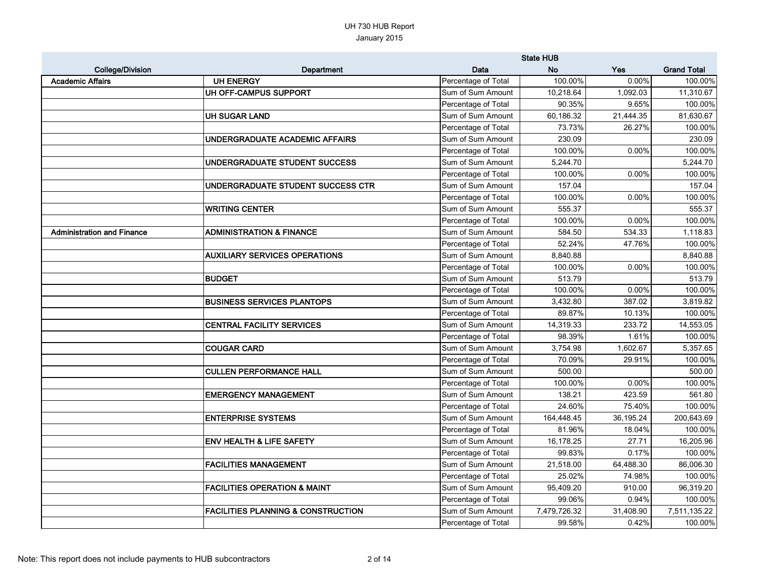UH 730 HUB Report

January 2015

| College/Division | Department | Data | State HUB No | Yes | Grand Total |
|---|---|---|---|---|---|
| Academic Affairs | UH ENERGY | Percentage of Total | 100.00% | 0.00% | 100.00% |
| | UH OFF-CAMPUS SUPPORT | Sum of Sum Amount | 10,218.64 | 1,092.03 | 11,310.67 |
| | | Percentage of Total | 90.35% | 9.65% | 100.00% |
| | UH SUGAR LAND | Sum of Sum Amount | 60,186.32 | 21,444.35 | 81,630.67 |
| | | Percentage of Total | 73.73% | 26.27% | 100.00% |
| | UNDERGRADUATE ACADEMIC AFFAIRS | Sum of Sum Amount | 230.09 | | 230.09 |
| | | Percentage of Total | 100.00% | 0.00% | 100.00% |
| | UNDERGRADUATE STUDENT SUCCESS | Sum of Sum Amount | 5,244.70 | | 5,244.70 |
| | | Percentage of Total | 100.00% | 0.00% | 100.00% |
| | UNDERGRADUATE STUDENT SUCCESS CTR | Sum of Sum Amount | 157.04 | | 157.04 |
| | | Percentage of Total | 100.00% | 0.00% | 100.00% |
| | WRITING CENTER | Sum of Sum Amount | 555.37 | | 555.37 |
| | | Percentage of Total | 100.00% | 0.00% | 100.00% |
| Administration and Finance | ADMINISTRATION & FINANCE | Sum of Sum Amount | 584.50 | 534.33 | 1,118.83 |
| | | Percentage of Total | 52.24% | 47.76% | 100.00% |
| | AUXILIARY SERVICES OPERATIONS | Sum of Sum Amount | 8,840.88 | | 8,840.88 |
| | | Percentage of Total | 100.00% | 0.00% | 100.00% |
| | BUDGET | Sum of Sum Amount | 513.79 | | 513.79 |
| | | Percentage of Total | 100.00% | 0.00% | 100.00% |
| | BUSINESS SERVICES PLANTOPS | Sum of Sum Amount | 3,432.80 | 387.02 | 3,819.82 |
| | | Percentage of Total | 89.87% | 10.13% | 100.00% |
| | CENTRAL FACILITY SERVICES | Sum of Sum Amount | 14,319.33 | 233.72 | 14,553.05 |
| | | Percentage of Total | 98.39% | 1.61% | 100.00% |
| | COUGAR CARD | Sum of Sum Amount | 3,754.98 | 1,602.67 | 5,357.65 |
| | | Percentage of Total | 70.09% | 29.91% | 100.00% |
| | CULLEN PERFORMANCE HALL | Sum of Sum Amount | 500.00 | | 500.00 |
| | | Percentage of Total | 100.00% | 0.00% | 100.00% |
| | EMERGENCY MANAGEMENT | Sum of Sum Amount | 138.21 | 423.59 | 561.80 |
| | | Percentage of Total | 24.60% | 75.40% | 100.00% |
| | ENTERPRISE SYSTEMS | Sum of Sum Amount | 164,448.45 | 36,195.24 | 200,643.69 |
| | | Percentage of Total | 81.96% | 18.04% | 100.00% |
| | ENV HEALTH & LIFE SAFETY | Sum of Sum Amount | 16,178.25 | 27.71 | 16,205.96 |
| | | Percentage of Total | 99.83% | 0.17% | 100.00% |
| | FACILITIES MANAGEMENT | Sum of Sum Amount | 21,518.00 | 64,488.30 | 86,006.30 |
| | | Percentage of Total | 25.02% | 74.98% | 100.00% |
| | FACILITIES OPERATION & MAINT | Sum of Sum Amount | 95,409.20 | 910.00 | 96,319.20 |
| | | Percentage of Total | 99.06% | 0.94% | 100.00% |
| | FACILITIES PLANNING & CONSTRUCTION | Sum of Sum Amount | 7,479,726.32 | 31,408.90 | 7,511,135.22 |
| | | Percentage of Total | 99.58% | 0.42% | 100.00% |

Note: This report does not include payments to HUB subcontractors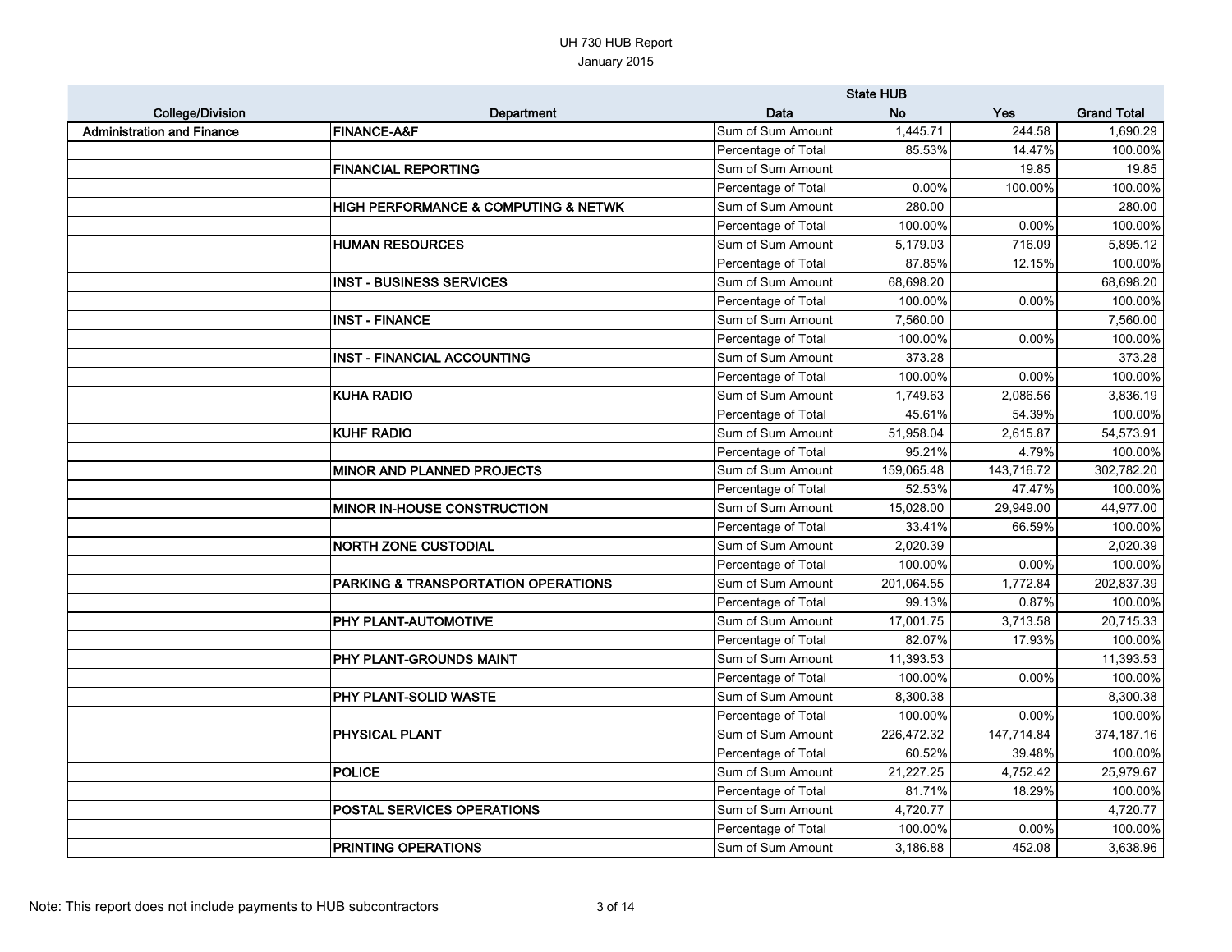UH 730 HUB Report

January 2015

| College/Division | Department | Data | State HUB No | Yes | Grand Total |
|---|---|---|---|---|---|
| Administration and Finance | FINANCE-A&F | Sum of Sum Amount | 1,445.71 | 244.58 | 1,690.29 |
| | | Percentage of Total | 85.53% | 14.47% | 100.00% |
| | FINANCIAL REPORTING | Sum of Sum Amount | | 19.85 | 19.85 |
| | | Percentage of Total | 0.00% | 100.00% | 100.00% |
| | HIGH PERFORMANCE & COMPUTING & NETWK | Sum of Sum Amount | 280.00 | | 280.00 |
| | | Percentage of Total | 100.00% | 0.00% | 100.00% |
| | HUMAN RESOURCES | Sum of Sum Amount | 5,179.03 | 716.09 | 5,895.12 |
| | | Percentage of Total | 87.85% | 12.15% | 100.00% |
| | INST - BUSINESS SERVICES | Sum of Sum Amount | 68,698.20 | | 68,698.20 |
| | | Percentage of Total | 100.00% | 0.00% | 100.00% |
| | INST - FINANCE | Sum of Sum Amount | 7,560.00 | | 7,560.00 |
| | | Percentage of Total | 100.00% | 0.00% | 100.00% |
| | INST - FINANCIAL ACCOUNTING | Sum of Sum Amount | 373.28 | | 373.28 |
| | | Percentage of Total | 100.00% | 0.00% | 100.00% |
| | KUHA RADIO | Sum of Sum Amount | 1,749.63 | 2,086.56 | 3,836.19 |
| | | Percentage of Total | 45.61% | 54.39% | 100.00% |
| | KUHF RADIO | Sum of Sum Amount | 51,958.04 | 2,615.87 | 54,573.91 |
| | | Percentage of Total | 95.21% | 4.79% | 100.00% |
| | MINOR AND PLANNED PROJECTS | Sum of Sum Amount | 159,065.48 | 143,716.72 | 302,782.20 |
| | | Percentage of Total | 52.53% | 47.47% | 100.00% |
| | MINOR IN-HOUSE CONSTRUCTION | Sum of Sum Amount | 15,028.00 | 29,949.00 | 44,977.00 |
| | | Percentage of Total | 33.41% | 66.59% | 100.00% |
| | NORTH ZONE CUSTODIAL | Sum of Sum Amount | 2,020.39 | | 2,020.39 |
| | | Percentage of Total | 100.00% | 0.00% | 100.00% |
| | PARKING & TRANSPORTATION OPERATIONS | Sum of Sum Amount | 201,064.55 | 1,772.84 | 202,837.39 |
| | | Percentage of Total | 99.13% | 0.87% | 100.00% |
| | PHY PLANT-AUTOMOTIVE | Sum of Sum Amount | 17,001.75 | 3,713.58 | 20,715.33 |
| | | Percentage of Total | 82.07% | 17.93% | 100.00% |
| | PHY PLANT-GROUNDS MAINT | Sum of Sum Amount | 11,393.53 | | 11,393.53 |
| | | Percentage of Total | 100.00% | 0.00% | 100.00% |
| | PHY PLANT-SOLID WASTE | Sum of Sum Amount | 8,300.38 | | 8,300.38 |
| | | Percentage of Total | 100.00% | 0.00% | 100.00% |
| | PHYSICAL PLANT | Sum of Sum Amount | 226,472.32 | 147,714.84 | 374,187.16 |
| | | Percentage of Total | 60.52% | 39.48% | 100.00% |
| | POLICE | Sum of Sum Amount | 21,227.25 | 4,752.42 | 25,979.67 |
| | | Percentage of Total | 81.71% | 18.29% | 100.00% |
| | POSTAL SERVICES OPERATIONS | Sum of Sum Amount | 4,720.77 | | 4,720.77 |
| | | Percentage of Total | 100.00% | 0.00% | 100.00% |
| | PRINTING OPERATIONS | Sum of Sum Amount | 3,186.88 | 452.08 | 3,638.96 |

Note: This report does not include payments to HUB subcontractors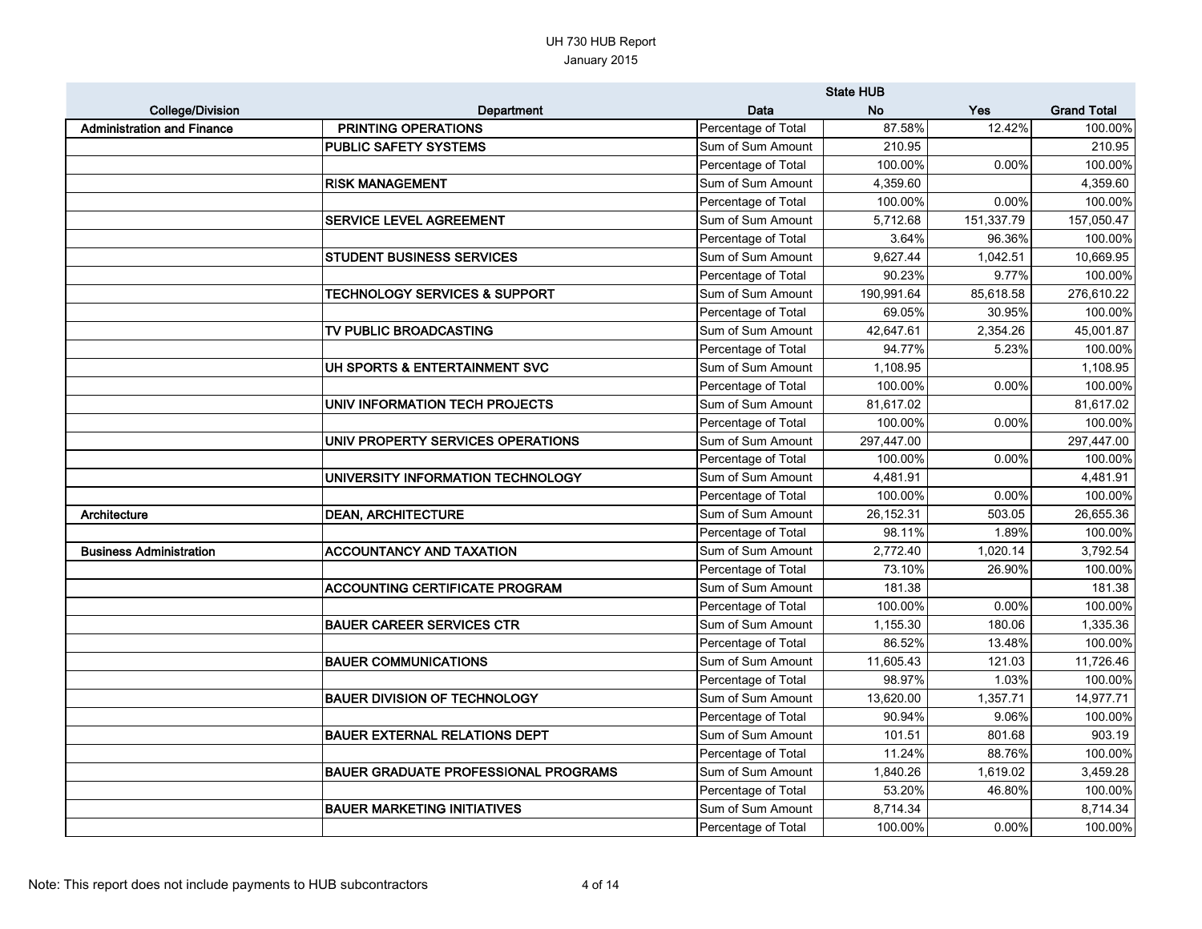UH 730 HUB Report
January 2015

| College/Division | Department | Data | State HUB No | Yes | Grand Total |
|---|---|---|---|---|---|
| Administration and Finance | PRINTING OPERATIONS | Percentage of Total | 87.58% | 12.42% | 100.00% |
| | PUBLIC SAFETY SYSTEMS | Sum of Sum Amount | 210.95 | | 210.95 |
| | | Percentage of Total | 100.00% | 0.00% | 100.00% |
| | RISK MANAGEMENT | Sum of Sum Amount | 4,359.60 | | 4,359.60 |
| | | Percentage of Total | 100.00% | 0.00% | 100.00% |
| | SERVICE LEVEL AGREEMENT | Sum of Sum Amount | 5,712.68 | 151,337.79 | 157,050.47 |
| | | Percentage of Total | 3.64% | 96.36% | 100.00% |
| | STUDENT BUSINESS SERVICES | Sum of Sum Amount | 9,627.44 | 1,042.51 | 10,669.95 |
| | | Percentage of Total | 90.23% | 9.77% | 100.00% |
| | TECHNOLOGY SERVICES & SUPPORT | Sum of Sum Amount | 190,991.64 | 85,618.58 | 276,610.22 |
| | | Percentage of Total | 69.05% | 30.95% | 100.00% |
| | TV PUBLIC BROADCASTING | Sum of Sum Amount | 42,647.61 | 2,354.26 | 45,001.87 |
| | | Percentage of Total | 94.77% | 5.23% | 100.00% |
| | UH SPORTS & ENTERTAINMENT SVC | Sum of Sum Amount | 1,108.95 | | 1,108.95 |
| | | Percentage of Total | 100.00% | 0.00% | 100.00% |
| | UNIV INFORMATION TECH PROJECTS | Sum of Sum Amount | 81,617.02 | | 81,617.02 |
| | | Percentage of Total | 100.00% | 0.00% | 100.00% |
| | UNIV PROPERTY SERVICES OPERATIONS | Sum of Sum Amount | 297,447.00 | | 297,447.00 |
| | | Percentage of Total | 100.00% | 0.00% | 100.00% |
| | UNIVERSITY INFORMATION TECHNOLOGY | Sum of Sum Amount | 4,481.91 | | 4,481.91 |
| | | Percentage of Total | 100.00% | 0.00% | 100.00% |
| Architecture | DEAN, ARCHITECTURE | Sum of Sum Amount | 26,152.31 | 503.05 | 26,655.36 |
| | | Percentage of Total | 98.11% | 1.89% | 100.00% |
| Business Administration | ACCOUNTANCY AND TAXATION | Sum of Sum Amount | 2,772.40 | 1,020.14 | 3,792.54 |
| | | Percentage of Total | 73.10% | 26.90% | 100.00% |
| | ACCOUNTING CERTIFICATE PROGRAM | Sum of Sum Amount | 181.38 | | 181.38 |
| | | Percentage of Total | 100.00% | 0.00% | 100.00% |
| | BAUER CAREER SERVICES CTR | Sum of Sum Amount | 1,155.30 | 180.06 | 1,335.36 |
| | | Percentage of Total | 86.52% | 13.48% | 100.00% |
| | BAUER COMMUNICATIONS | Sum of Sum Amount | 11,605.43 | 121.03 | 11,726.46 |
| | | Percentage of Total | 98.97% | 1.03% | 100.00% |
| | BAUER DIVISION OF TECHNOLOGY | Sum of Sum Amount | 13,620.00 | 1,357.71 | 14,977.71 |
| | | Percentage of Total | 90.94% | 9.06% | 100.00% |
| | BAUER EXTERNAL RELATIONS DEPT | Sum of Sum Amount | 101.51 | 801.68 | 903.19 |
| | | Percentage of Total | 11.24% | 88.76% | 100.00% |
| | BAUER GRADUATE PROFESSIONAL PROGRAMS | Sum of Sum Amount | 1,840.26 | 1,619.02 | 3,459.28 |
| | | Percentage of Total | 53.20% | 46.80% | 100.00% |
| | BAUER MARKETING INITIATIVES | Sum of Sum Amount | 8,714.34 | | 8,714.34 |
| | | Percentage of Total | 100.00% | 0.00% | 100.00% |

Note: This report does not include payments to HUB subcontractors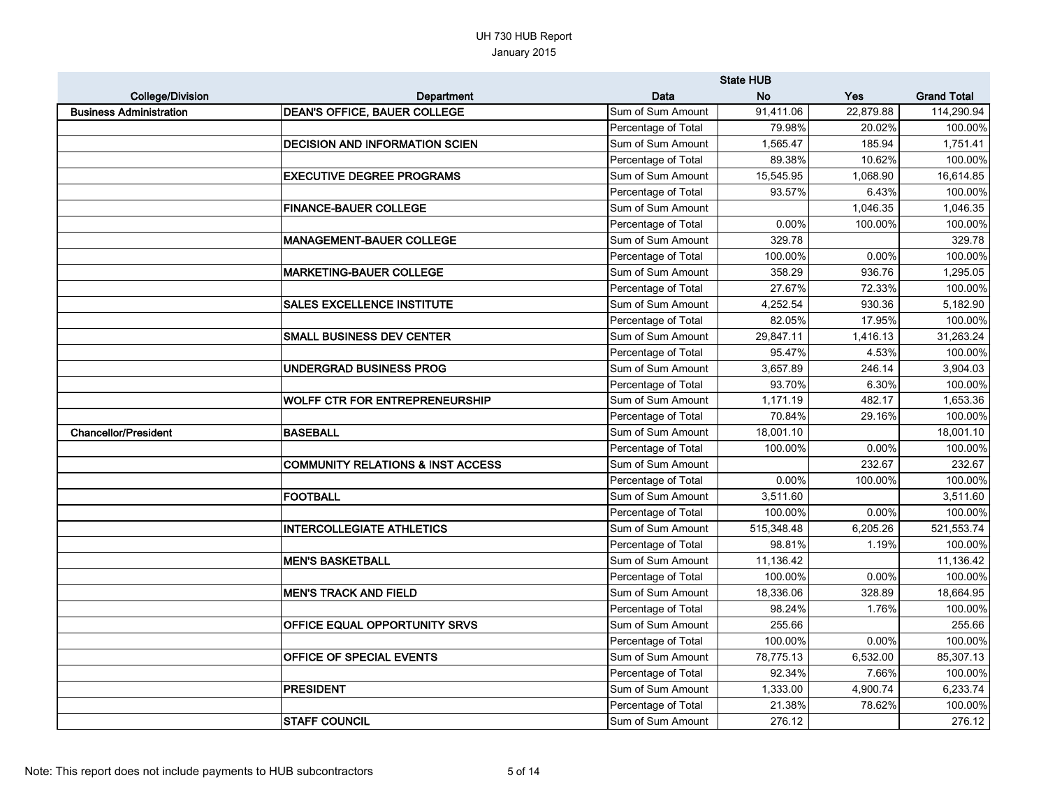# UH 730 HUB Report

January 2015

| College/Division | Department | Data | State HUB No | Yes | Grand Total |
|---|---|---|---|---|---|
| Business Administration | DEAN'S OFFICE, BAUER COLLEGE | Sum of Sum Amount | 91,411.06 | 22,879.88 | 114,290.94 |
| | | Percentage of Total | 79.98% | 20.02% | 100.00% |
| | DECISION AND INFORMATION SCIEN | Sum of Sum Amount | 1,565.47 | 185.94 | 1,751.41 |
| | | Percentage of Total | 89.38% | 10.62% | 100.00% |
| | EXECUTIVE DEGREE PROGRAMS | Sum of Sum Amount | 15,545.95 | 1,068.90 | 16,614.85 |
| | | Percentage of Total | 93.57% | 6.43% | 100.00% |
| | FINANCE-BAUER COLLEGE | Sum of Sum Amount | | 1,046.35 | 1,046.35 |
| | | Percentage of Total | 0.00% | 100.00% | 100.00% |
| | MANAGEMENT-BAUER COLLEGE | Sum of Sum Amount | 329.78 | | 329.78 |
| | | Percentage of Total | 100.00% | 0.00% | 100.00% |
| | MARKETING-BAUER COLLEGE | Sum of Sum Amount | 358.29 | 936.76 | 1,295.05 |
| | | Percentage of Total | 27.67% | 72.33% | 100.00% |
| | SALES EXCELLENCE INSTITUTE | Sum of Sum Amount | 4,252.54 | 930.36 | 5,182.90 |
| | | Percentage of Total | 82.05% | 17.95% | 100.00% |
| | SMALL BUSINESS DEV CENTER | Sum of Sum Amount | 29,847.11 | 1,416.13 | 31,263.24 |
| | | Percentage of Total | 95.47% | 4.53% | 100.00% |
| | UNDERGRAD BUSINESS PROG | Sum of Sum Amount | 3,657.89 | 246.14 | 3,904.03 |
| | | Percentage of Total | 93.70% | 6.30% | 100.00% |
| | WOLFF CTR FOR ENTREPRENEURSHIP | Sum of Sum Amount | 1,171.19 | 482.17 | 1,653.36 |
| | | Percentage of Total | 70.84% | 29.16% | 100.00% |
| Chancellor/President | BASEBALL | Sum of Sum Amount | 18,001.10 | | 18,001.10 |
| | | Percentage of Total | 100.00% | 0.00% | 100.00% |
| | COMMUNITY RELATIONS & INST ACCESS | Sum of Sum Amount | | 232.67 | 232.67 |
| | | Percentage of Total | 0.00% | 100.00% | 100.00% |
| | FOOTBALL | Sum of Sum Amount | 3,511.60 | | 3,511.60 |
| | | Percentage of Total | 100.00% | 0.00% | 100.00% |
| | INTERCOLLEGIATE ATHLETICS | Sum of Sum Amount | 515,348.48 | 6,205.26 | 521,553.74 |
| | | Percentage of Total | 98.81% | 1.19% | 100.00% |
| | MEN'S BASKETBALL | Sum of Sum Amount | 11,136.42 | | 11,136.42 |
| | | Percentage of Total | 100.00% | 0.00% | 100.00% |
| | MEN'S TRACK AND FIELD | Sum of Sum Amount | 18,336.06 | 328.89 | 18,664.95 |
| | | Percentage of Total | 98.24% | 1.76% | 100.00% |
| | OFFICE EQUAL OPPORTUNITY SRVS | Sum of Sum Amount | 255.66 | | 255.66 |
| | | Percentage of Total | 100.00% | 0.00% | 100.00% |
| | OFFICE OF SPECIAL EVENTS | Sum of Sum Amount | 78,775.13 | 6,532.00 | 85,307.13 |
| | | Percentage of Total | 92.34% | 7.66% | 100.00% |
| | PRESIDENT | Sum of Sum Amount | 1,333.00 | 4,900.74 | 6,233.74 |
| | | Percentage of Total | 21.38% | 78.62% | 100.00% |
| | STAFF COUNCIL | Sum of Sum Amount | 276.12 | | 276.12 |

Note: This report does not include payments to HUB subcontractors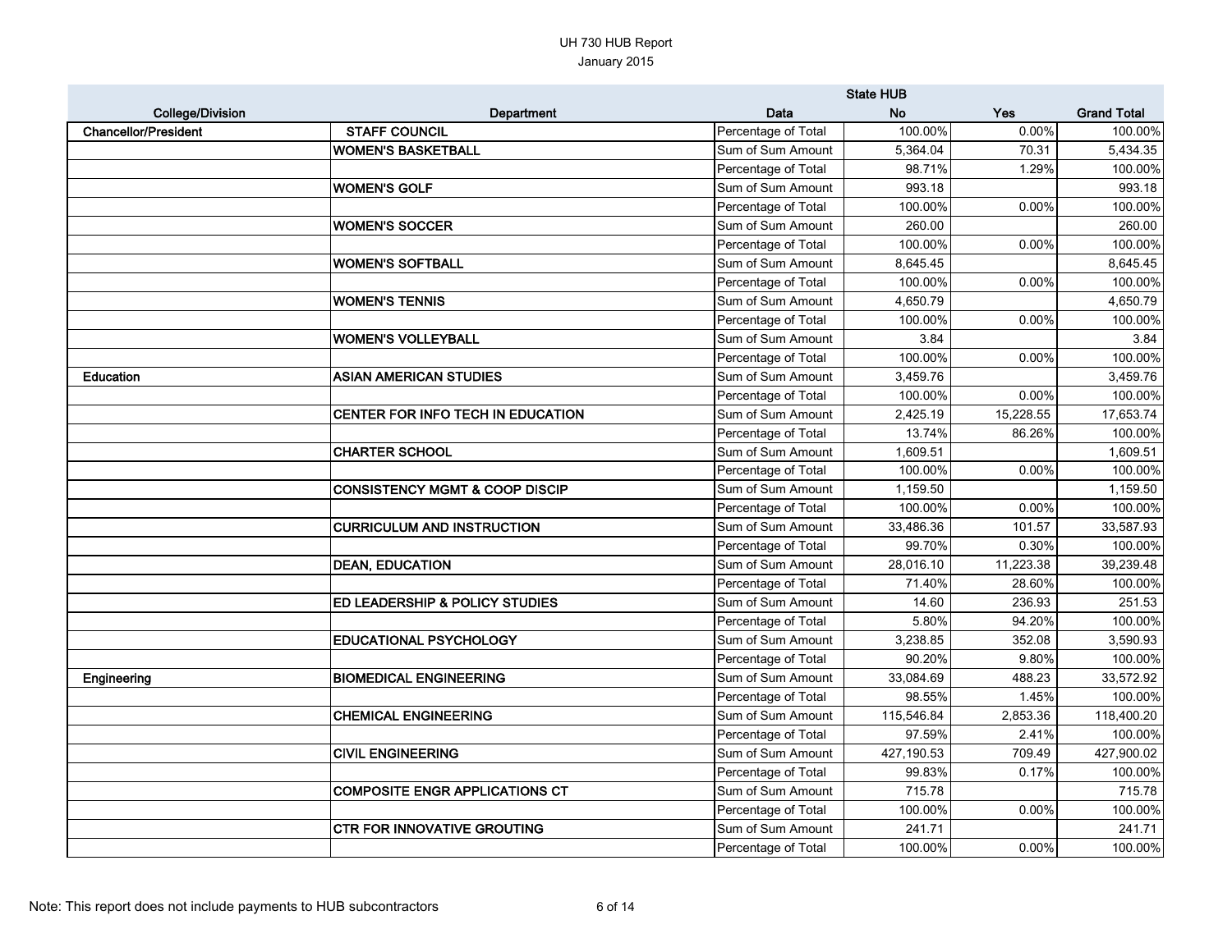UH 730 HUB Report

January 2015

| College/Division | Department | Data | State HUB No | Yes | Grand Total |
|---|---|---|---|---|---|
| Chancellor/President | STAFF COUNCIL | Percentage of Total | 100.00% | 0.00% | 100.00% |
| | WOMEN'S BASKETBALL | Sum of Sum Amount | 5,364.04 | 70.31 | 5,434.35 |
| | | Percentage of Total | 98.71% | 1.29% | 100.00% |
| | WOMEN'S GOLF | Sum of Sum Amount | 993.18 | | 993.18 |
| | | Percentage of Total | 100.00% | 0.00% | 100.00% |
| | WOMEN'S SOCCER | Sum of Sum Amount | 260.00 | | 260.00 |
| | | Percentage of Total | 100.00% | 0.00% | 100.00% |
| | WOMEN'S SOFTBALL | Sum of Sum Amount | 8,645.45 | | 8,645.45 |
| | | Percentage of Total | 100.00% | 0.00% | 100.00% |
| | WOMEN'S TENNIS | Sum of Sum Amount | 4,650.79 | | 4,650.79 |
| | | Percentage of Total | 100.00% | 0.00% | 100.00% |
| | WOMEN'S VOLLEYBALL | Sum of Sum Amount | 3.84 | | 3.84 |
| | | Percentage of Total | 100.00% | 0.00% | 100.00% |
| Education | ASIAN AMERICAN STUDIES | Sum of Sum Amount | 3,459.76 | | 3,459.76 |
| | | Percentage of Total | 100.00% | 0.00% | 100.00% |
| | CENTER FOR INFO TECH IN EDUCATION | Sum of Sum Amount | 2,425.19 | 15,228.55 | 17,653.74 |
| | | Percentage of Total | 13.74% | 86.26% | 100.00% |
| | CHARTER SCHOOL | Sum of Sum Amount | 1,609.51 | | 1,609.51 |
| | | Percentage of Total | 100.00% | 0.00% | 100.00% |
| | CONSISTENCY MGMT & COOP DISCIP | Sum of Sum Amount | 1,159.50 | | 1,159.50 |
| | | Percentage of Total | 100.00% | 0.00% | 100.00% |
| | CURRICULUM AND INSTRUCTION | Sum of Sum Amount | 33,486.36 | 101.57 | 33,587.93 |
| | | Percentage of Total | 99.70% | 0.30% | 100.00% |
| | DEAN, EDUCATION | Sum of Sum Amount | 28,016.10 | 11,223.38 | 39,239.48 |
| | | Percentage of Total | 71.40% | 28.60% | 100.00% |
| | ED LEADERSHIP & POLICY STUDIES | Sum of Sum Amount | 14.60 | 236.93 | 251.53 |
| | | Percentage of Total | 5.80% | 94.20% | 100.00% |
| | EDUCATIONAL PSYCHOLOGY | Sum of Sum Amount | 3,238.85 | 352.08 | 3,590.93 |
| | | Percentage of Total | 90.20% | 9.80% | 100.00% |
| Engineering | BIOMEDICAL ENGINEERING | Sum of Sum Amount | 33,084.69 | 488.23 | 33,572.92 |
| | | Percentage of Total | 98.55% | 1.45% | 100.00% |
| | CHEMICAL ENGINEERING | Sum of Sum Amount | 115,546.84 | 2,853.36 | 118,400.20 |
| | | Percentage of Total | 97.59% | 2.41% | 100.00% |
| | CIVIL ENGINEERING | Sum of Sum Amount | 427,190.53 | 709.49 | 427,900.02 |
| | | Percentage of Total | 99.83% | 0.17% | 100.00% |
| | COMPOSITE ENGR APPLICATIONS CT | Sum of Sum Amount | 715.78 | | 715.78 |
| | | Percentage of Total | 100.00% | 0.00% | 100.00% |
| | CTR FOR INNOVATIVE GROUTING | Sum of Sum Amount | 241.71 | | 241.71 |
| | | Percentage of Total | 100.00% | 0.00% | 100.00% |

Note: This report does not include payments to HUB subcontractors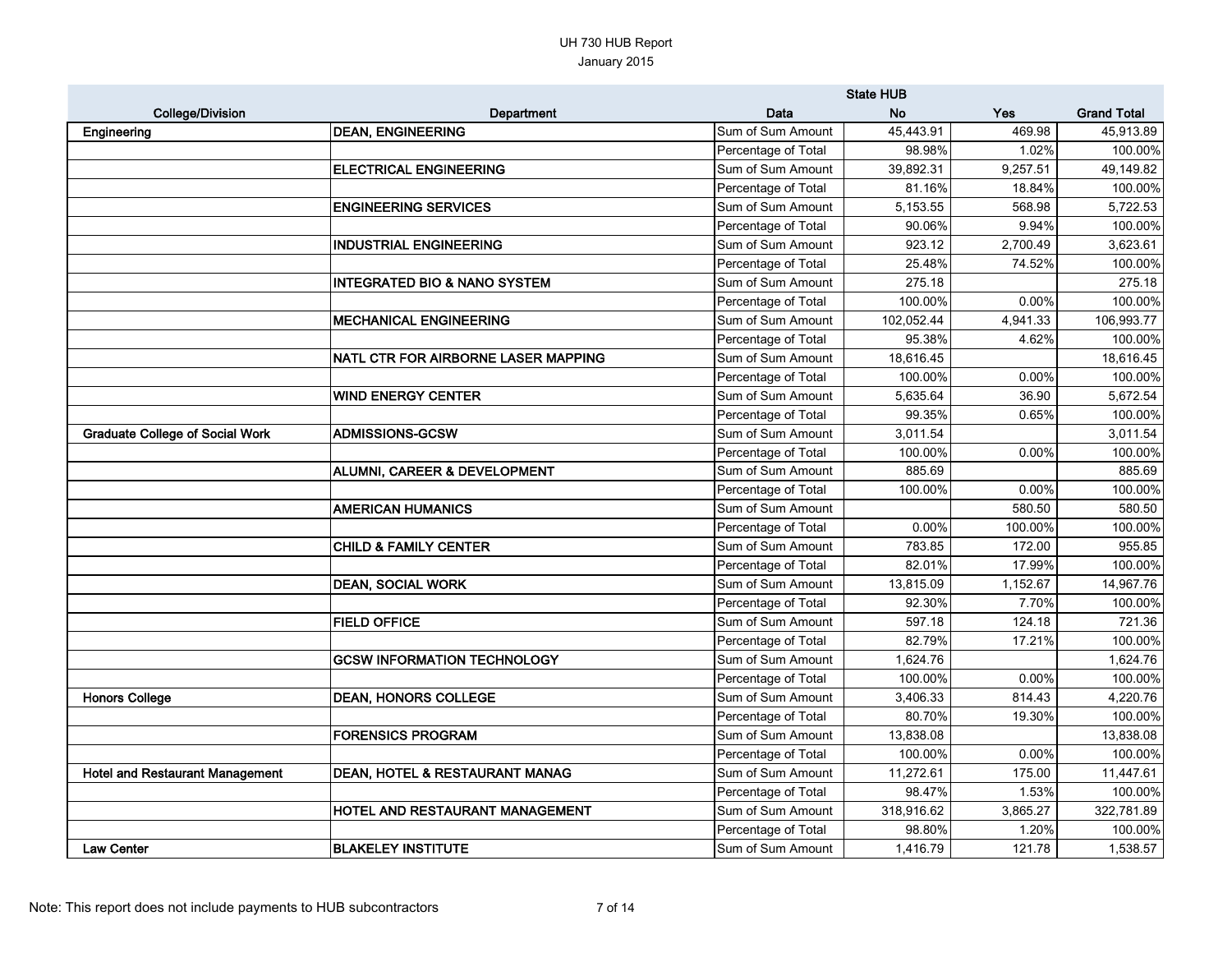UH 730 HUB Report

January 2015

| College/Division | Department | Data | State HUB | | |
|---|---|---|---|---|---|
| | | | No | Yes | Grand Total |
| Engineering | DEAN, ENGINEERING | Sum of Sum Amount | 45,443.91 | 469.98 | 45,913.89 |
| | | Percentage of Total | 98.98% | 1.02% | 100.00% |
| | ELECTRICAL ENGINEERING | Sum of Sum Amount | 39,892.31 | 9,257.51 | 49,149.82 |
| | | Percentage of Total | 81.16% | 18.84% | 100.00% |
| | ENGINEERING SERVICES | Sum of Sum Amount | 5,153.55 | 568.98 | 5,722.53 |
| | | Percentage of Total | 90.06% | 9.94% | 100.00% |
| | INDUSTRIAL ENGINEERING | Sum of Sum Amount | 923.12 | 2,700.49 | 3,623.61 |
| | | Percentage of Total | 25.48% | 74.52% | 100.00% |
| | INTEGRATED BIO & NANO SYSTEM | Sum of Sum Amount | 275.18 | | 275.18 |
| | | Percentage of Total | 100.00% | 0.00% | 100.00% |
| | MECHANICAL ENGINEERING | Sum of Sum Amount | 102,052.44 | 4,941.33 | 106,993.77 |
| | | Percentage of Total | 95.38% | 4.62% | 100.00% |
| | NATL CTR FOR AIRBORNE LASER MAPPING | Sum of Sum Amount | 18,616.45 | | 18,616.45 |
| | | Percentage of Total | 100.00% | 0.00% | 100.00% |
| | WIND ENERGY CENTER | Sum of Sum Amount | 5,635.64 | 36.90 | 5,672.54 |
| | | Percentage of Total | 99.35% | 0.65% | 100.00% |
| Graduate College of Social Work | ADMISSIONS-GCSW | Sum of Sum Amount | 3,011.54 | | 3,011.54 |
| | | Percentage of Total | 100.00% | 0.00% | 100.00% |
| | ALUMNI, CAREER & DEVELOPMENT | Sum of Sum Amount | 885.69 | | 885.69 |
| | | Percentage of Total | 100.00% | 0.00% | 100.00% |
| | AMERICAN HUMANICS | Sum of Sum Amount | | 580.50 | 580.50 |
| | | Percentage of Total | 0.00% | 100.00% | 100.00% |
| | CHILD & FAMILY CENTER | Sum of Sum Amount | 783.85 | 172.00 | 955.85 |
| | | Percentage of Total | 82.01% | 17.99% | 100.00% |
| | DEAN, SOCIAL WORK | Sum of Sum Amount | 13,815.09 | 1,152.67 | 14,967.76 |
| | | Percentage of Total | 92.30% | 7.70% | 100.00% |
| | FIELD OFFICE | Sum of Sum Amount | 597.18 | 124.18 | 721.36 |
| | | Percentage of Total | 82.79% | 17.21% | 100.00% |
| | GCSW INFORMATION TECHNOLOGY | Sum of Sum Amount | 1,624.76 | | 1,624.76 |
| | | Percentage of Total | 100.00% | 0.00% | 100.00% |
| Honors College | DEAN, HONORS COLLEGE | Sum of Sum Amount | 3,406.33 | 814.43 | 4,220.76 |
| | | Percentage of Total | 80.70% | 19.30% | 100.00% |
| | FORENSICS PROGRAM | Sum of Sum Amount | 13,838.08 | | 13,838.08 |
| | | Percentage of Total | 100.00% | 0.00% | 100.00% |
| Hotel and Restaurant Management | DEAN, HOTEL & RESTAURANT MANAG | Sum of Sum Amount | 11,272.61 | 175.00 | 11,447.61 |
| | | Percentage of Total | 98.47% | 1.53% | 100.00% |
| | HOTEL AND RESTAURANT MANAGEMENT | Sum of Sum Amount | 318,916.62 | 3,865.27 | 322,781.89 |
| | | Percentage of Total | 98.80% | 1.20% | 100.00% |
| Law Center | BLAKELEY INSTITUTE | Sum of Sum Amount | 1,416.79 | 121.78 | 1,538.57 |

Note: This report does not include payments to HUB subcontractors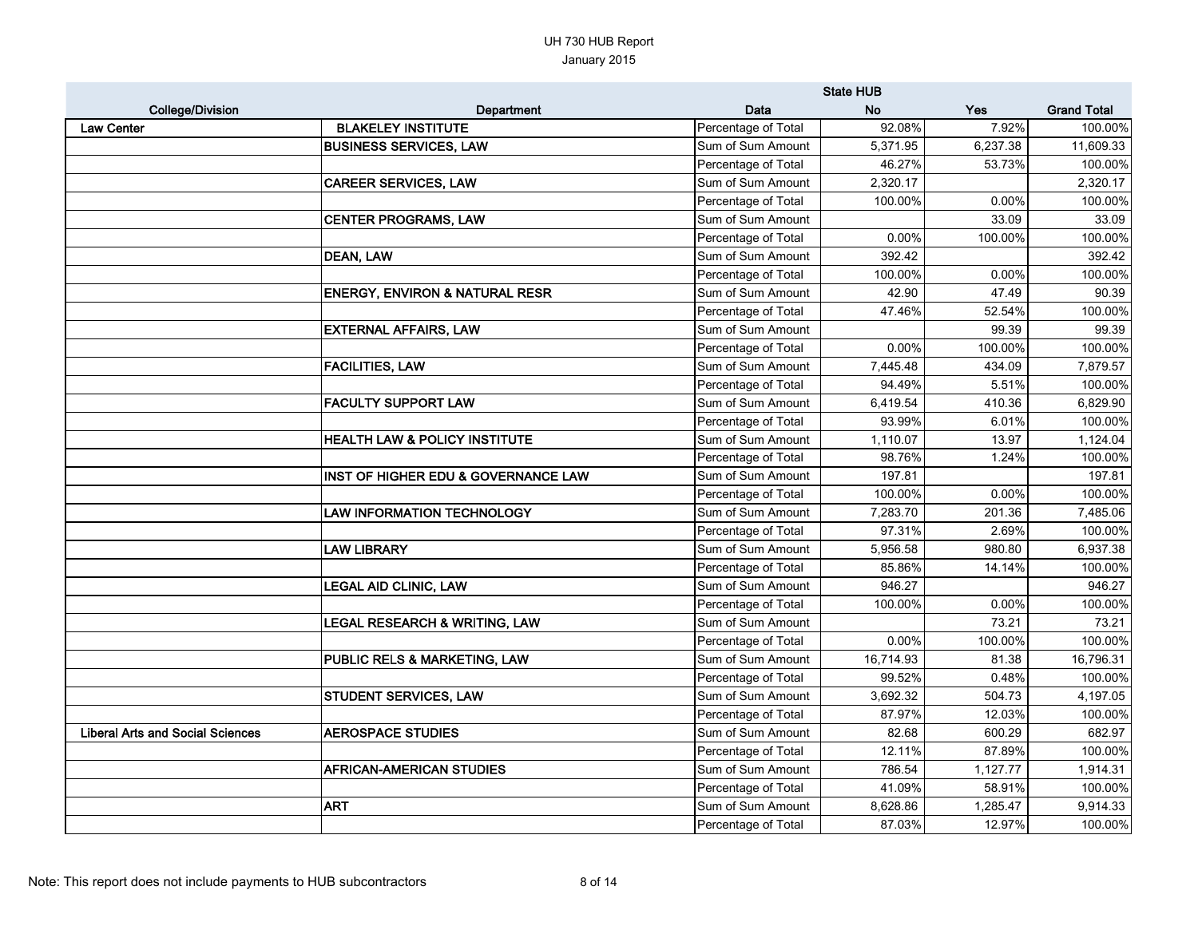UH 730 HUB Report
January 2015

| College/Division | Department | Data | State HUB No | Yes | Grand Total |
|---|---|---|---|---|---|
| Law Center | BLAKELEY INSTITUTE | Percentage of Total | 92.08% | 7.92% | 100.00% |
| | BUSINESS SERVICES, LAW | Sum of Sum Amount | 5,371.95 | 6,237.38 | 11,609.33 |
| | | Percentage of Total | 46.27% | 53.73% | 100.00% |
| | CAREER SERVICES, LAW | Sum of Sum Amount | 2,320.17 | | 2,320.17 |
| | | Percentage of Total | 100.00% | 0.00% | 100.00% |
| | CENTER PROGRAMS, LAW | Sum of Sum Amount | | 33.09 | 33.09 |
| | | Percentage of Total | 0.00% | 100.00% | 100.00% |
| | DEAN, LAW | Sum of Sum Amount | 392.42 | | 392.42 |
| | | Percentage of Total | 100.00% | 0.00% | 100.00% |
| | ENERGY, ENVIRON & NATURAL RESR | Sum of Sum Amount | 42.90 | 47.49 | 90.39 |
| | | Percentage of Total | 47.46% | 52.54% | 100.00% |
| | EXTERNAL AFFAIRS, LAW | Sum of Sum Amount | | 99.39 | 99.39 |
| | | Percentage of Total | 0.00% | 100.00% | 100.00% |
| | FACILITIES, LAW | Sum of Sum Amount | 7,445.48 | 434.09 | 7,879.57 |
| | | Percentage of Total | 94.49% | 5.51% | 100.00% |
| | FACULTY SUPPORT LAW | Sum of Sum Amount | 6,419.54 | 410.36 | 6,829.90 |
| | | Percentage of Total | 93.99% | 6.01% | 100.00% |
| | HEALTH LAW & POLICY INSTITUTE | Sum of Sum Amount | 1,110.07 | 13.97 | 1,124.04 |
| | | Percentage of Total | 98.76% | 1.24% | 100.00% |
| | INST OF HIGHER EDU & GOVERNANCE LAW | Sum of Sum Amount | 197.81 | | 197.81 |
| | | Percentage of Total | 100.00% | 0.00% | 100.00% |
| | LAW INFORMATION TECHNOLOGY | Sum of Sum Amount | 7,283.70 | 201.36 | 7,485.06 |
| | | Percentage of Total | 97.31% | 2.69% | 100.00% |
| | LAW LIBRARY | Sum of Sum Amount | 5,956.58 | 980.80 | 6,937.38 |
| | | Percentage of Total | 85.86% | 14.14% | 100.00% |
| | LEGAL AID CLINIC, LAW | Sum of Sum Amount | 946.27 | | 946.27 |
| | | Percentage of Total | 100.00% | 0.00% | 100.00% |
| | LEGAL RESEARCH & WRITING, LAW | Sum of Sum Amount | | 73.21 | 73.21 |
| | | Percentage of Total | 0.00% | 100.00% | 100.00% |
| | PUBLIC RELS & MARKETING, LAW | Sum of Sum Amount | 16,714.93 | 81.38 | 16,796.31 |
| | | Percentage of Total | 99.52% | 0.48% | 100.00% |
| | STUDENT SERVICES, LAW | Sum of Sum Amount | 3,692.32 | 504.73 | 4,197.05 |
| | | Percentage of Total | 87.97% | 12.03% | 100.00% |
| Liberal Arts and Social Sciences | AEROSPACE STUDIES | Sum of Sum Amount | 82.68 | 600.29 | 682.97 |
| | | Percentage of Total | 12.11% | 87.89% | 100.00% |
| | AFRICAN-AMERICAN STUDIES | Sum of Sum Amount | 786.54 | 1,127.77 | 1,914.31 |
| | | Percentage of Total | 41.09% | 58.91% | 100.00% |
| | ART | Sum of Sum Amount | 8,628.86 | 1,285.47 | 9,914.33 |
| | | Percentage of Total | 87.03% | 12.97% | 100.00% |

Note: This report does not include payments to HUB subcontractors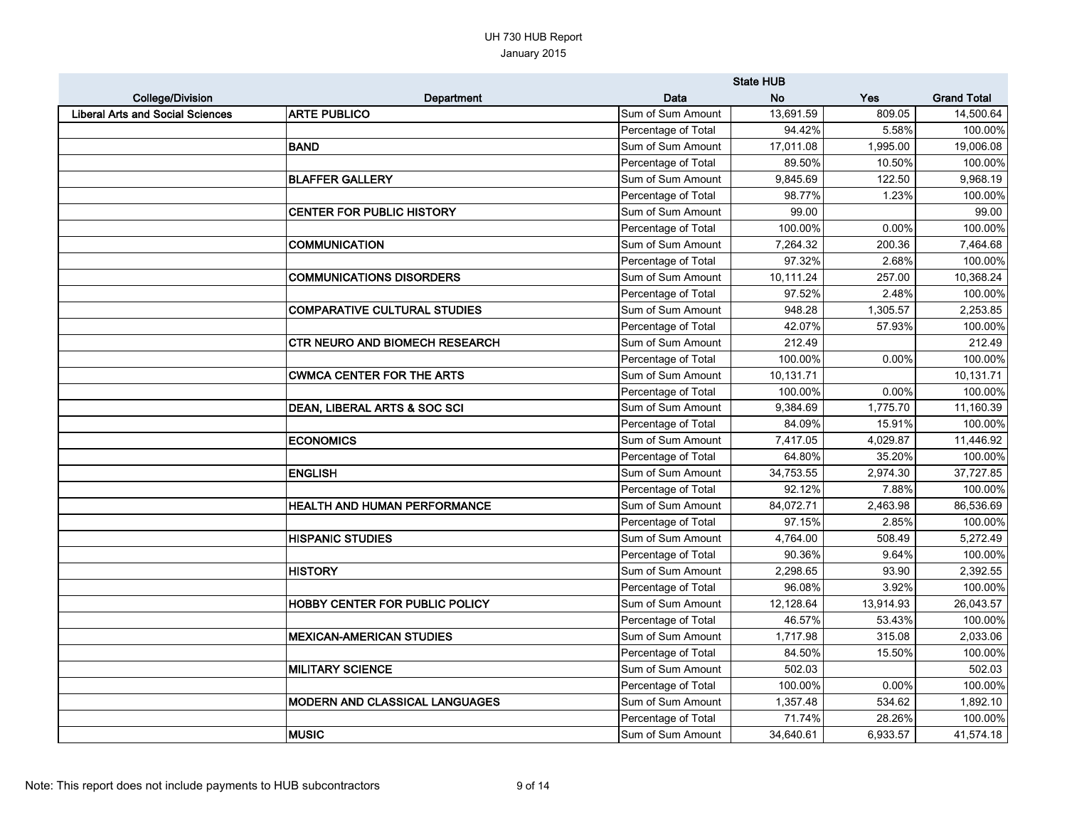UH 730 HUB Report
January 2015

| College/Division | Department | Data | State HUB No | Yes | Grand Total |
|---|---|---|---|---|---|
| Liberal Arts and Social Sciences | ARTE PUBLICO | Sum of Sum Amount | 13,691.59 | 809.05 | 14,500.64 |
| | | Percentage of Total | 94.42% | 5.58% | 100.00% |
| | BAND | Sum of Sum Amount | 17,011.08 | 1,995.00 | 19,006.08 |
| | | Percentage of Total | 89.50% | 10.50% | 100.00% |
| | BLAFFER GALLERY | Sum of Sum Amount | 9,845.69 | 122.50 | 9,968.19 |
| | | Percentage of Total | 98.77% | 1.23% | 100.00% |
| | CENTER FOR PUBLIC HISTORY | Sum of Sum Amount | 99.00 | | 99.00 |
| | | Percentage of Total | 100.00% | 0.00% | 100.00% |
| | COMMUNICATION | Sum of Sum Amount | 7,264.32 | 200.36 | 7,464.68 |
| | | Percentage of Total | 97.32% | 2.68% | 100.00% |
| | COMMUNICATIONS DISORDERS | Sum of Sum Amount | 10,111.24 | 257.00 | 10,368.24 |
| | | Percentage of Total | 97.52% | 2.48% | 100.00% |
| | COMPARATIVE CULTURAL STUDIES | Sum of Sum Amount | 948.28 | 1,305.57 | 2,253.85 |
| | | Percentage of Total | 42.07% | 57.93% | 100.00% |
| | CTR NEURO AND BIOMECH RESEARCH | Sum of Sum Amount | 212.49 | | 212.49 |
| | | Percentage of Total | 100.00% | 0.00% | 100.00% |
| | CWMCA CENTER FOR THE ARTS | Sum of Sum Amount | 10,131.71 | | 10,131.71 |
| | | Percentage of Total | 100.00% | 0.00% | 100.00% |
| | DEAN, LIBERAL ARTS & SOC SCI | Sum of Sum Amount | 9,384.69 | 1,775.70 | 11,160.39 |
| | | Percentage of Total | 84.09% | 15.91% | 100.00% |
| | ECONOMICS | Sum of Sum Amount | 7,417.05 | 4,029.87 | 11,446.92 |
| | | Percentage of Total | 64.80% | 35.20% | 100.00% |
| | ENGLISH | Sum of Sum Amount | 34,753.55 | 2,974.30 | 37,727.85 |
| | | Percentage of Total | 92.12% | 7.88% | 100.00% |
| | HEALTH AND HUMAN PERFORMANCE | Sum of Sum Amount | 84,072.71 | 2,463.98 | 86,536.69 |
| | | Percentage of Total | 97.15% | 2.85% | 100.00% |
| | HISPANIC STUDIES | Sum of Sum Amount | 4,764.00 | 508.49 | 5,272.49 |
| | | Percentage of Total | 90.36% | 9.64% | 100.00% |
| | HISTORY | Sum of Sum Amount | 2,298.65 | 93.90 | 2,392.55 |
| | | Percentage of Total | 96.08% | 3.92% | 100.00% |
| | HOBBY CENTER FOR PUBLIC POLICY | Sum of Sum Amount | 12,128.64 | 13,914.93 | 26,043.57 |
| | | Percentage of Total | 46.57% | 53.43% | 100.00% |
| | MEXICAN-AMERICAN STUDIES | Sum of Sum Amount | 1,717.98 | 315.08 | 2,033.06 |
| | | Percentage of Total | 84.50% | 15.50% | 100.00% |
| | MILITARY SCIENCE | Sum of Sum Amount | 502.03 | | 502.03 |
| | | Percentage of Total | 100.00% | 0.00% | 100.00% |
| | MODERN AND CLASSICAL LANGUAGES | Sum of Sum Amount | 1,357.48 | 534.62 | 1,892.10 |
| | | Percentage of Total | 71.74% | 28.26% | 100.00% |
| | MUSIC | Sum of Sum Amount | 34,640.61 | 6,933.57 | 41,574.18 |

Note: This report does not include payments to HUB subcontractors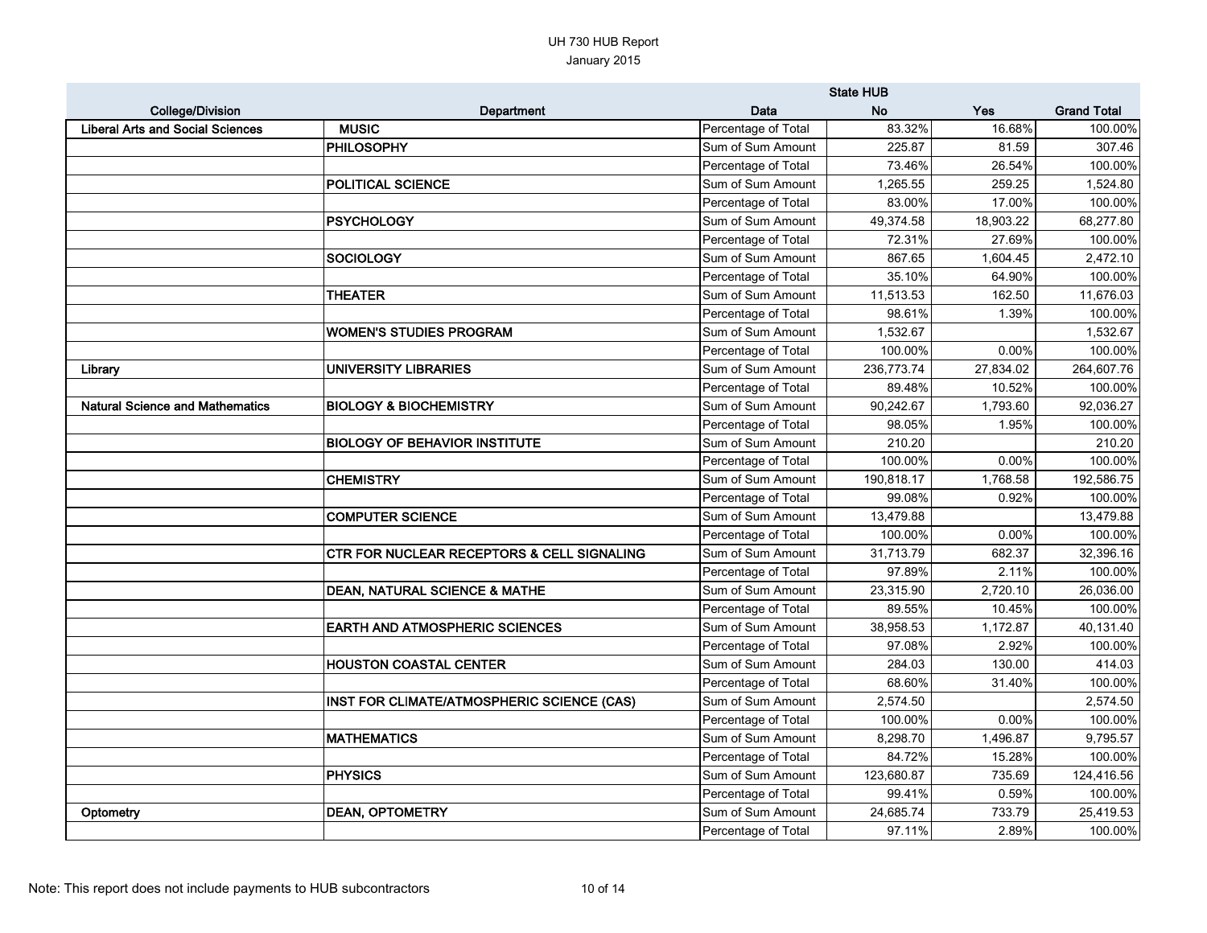# UH 730 HUB Report

January 2015

| College/Division | Department | Data | State HUB No | Yes | Grand Total |
|---|---|---|---|---|---|
| Liberal Arts and Social Sciences | MUSIC | Percentage of Total | 83.32% | 16.68% | 100.00% |
| | PHILOSOPHY | Sum of Sum Amount | 225.87 | 81.59 | 307.46 |
| | | Percentage of Total | 73.46% | 26.54% | 100.00% |
| | POLITICAL SCIENCE | Sum of Sum Amount | 1,265.55 | 259.25 | 1,524.80 |
| | | Percentage of Total | 83.00% | 17.00% | 100.00% |
| | PSYCHOLOGY | Sum of Sum Amount | 49,374.58 | 18,903.22 | 68,277.80 |
| | | Percentage of Total | 72.31% | 27.69% | 100.00% |
| | SOCIOLOGY | Sum of Sum Amount | 867.65 | 1,604.45 | 2,472.10 |
| | | Percentage of Total | 35.10% | 64.90% | 100.00% |
| | THEATER | Sum of Sum Amount | 11,513.53 | 162.50 | 11,676.03 |
| | | Percentage of Total | 98.61% | 1.39% | 100.00% |
| | WOMEN'S STUDIES PROGRAM | Sum of Sum Amount | 1,532.67 | | 1,532.67 |
| | | Percentage of Total | 100.00% | 0.00% | 100.00% |
| Library | UNIVERSITY LIBRARIES | Sum of Sum Amount | 236,773.74 | 27,834.02 | 264,607.76 |
| | | Percentage of Total | 89.48% | 10.52% | 100.00% |
| Natural Science and Mathematics | BIOLOGY & BIOCHEMISTRY | Sum of Sum Amount | 90,242.67 | 1,793.60 | 92,036.27 |
| | | Percentage of Total | 98.05% | 1.95% | 100.00% |
| | BIOLOGY OF BEHAVIOR INSTITUTE | Sum of Sum Amount | 210.20 | | 210.20 |
| | | Percentage of Total | 100.00% | 0.00% | 100.00% |
| | CHEMISTRY | Sum of Sum Amount | 190,818.17 | 1,768.58 | 192,586.75 |
| | | Percentage of Total | 99.08% | 0.92% | 100.00% |
| | COMPUTER SCIENCE | Sum of Sum Amount | 13,479.88 | | 13,479.88 |
| | | Percentage of Total | 100.00% | 0.00% | 100.00% |
| | CTR FOR NUCLEAR RECEPTORS & CELL SIGNALING | Sum of Sum Amount | 31,713.79 | 682.37 | 32,396.16 |
| | | Percentage of Total | 97.89% | 2.11% | 100.00% |
| | DEAN, NATURAL SCIENCE & MATHE | Sum of Sum Amount | 23,315.90 | 2,720.10 | 26,036.00 |
| | | Percentage of Total | 89.55% | 10.45% | 100.00% |
| | EARTH AND ATMOSPHERIC SCIENCES | Sum of Sum Amount | 38,958.53 | 1,172.87 | 40,131.40 |
| | | Percentage of Total | 97.08% | 2.92% | 100.00% |
| | HOUSTON COASTAL CENTER | Sum of Sum Amount | 284.03 | 130.00 | 414.03 |
| | | Percentage of Total | 68.60% | 31.40% | 100.00% |
| | INST FOR CLIMATE/ATMOSPHERIC SCIENCE (CAS) | Sum of Sum Amount | 2,574.50 | | 2,574.50 |
| | | Percentage of Total | 100.00% | 0.00% | 100.00% |
| | MATHEMATICS | Sum of Sum Amount | 8,298.70 | 1,496.87 | 9,795.57 |
| | | Percentage of Total | 84.72% | 15.28% | 100.00% |
| | PHYSICS | Sum of Sum Amount | 123,680.87 | 735.69 | 124,416.56 |
| | | Percentage of Total | 99.41% | 0.59% | 100.00% |
| Optometry | DEAN, OPTOMETRY | Sum of Sum Amount | 24,685.74 | 733.79 | 25,419.53 |
| | | Percentage of Total | 97.11% | 2.89% | 100.00% |

Note: This report does not include payments to HUB subcontractors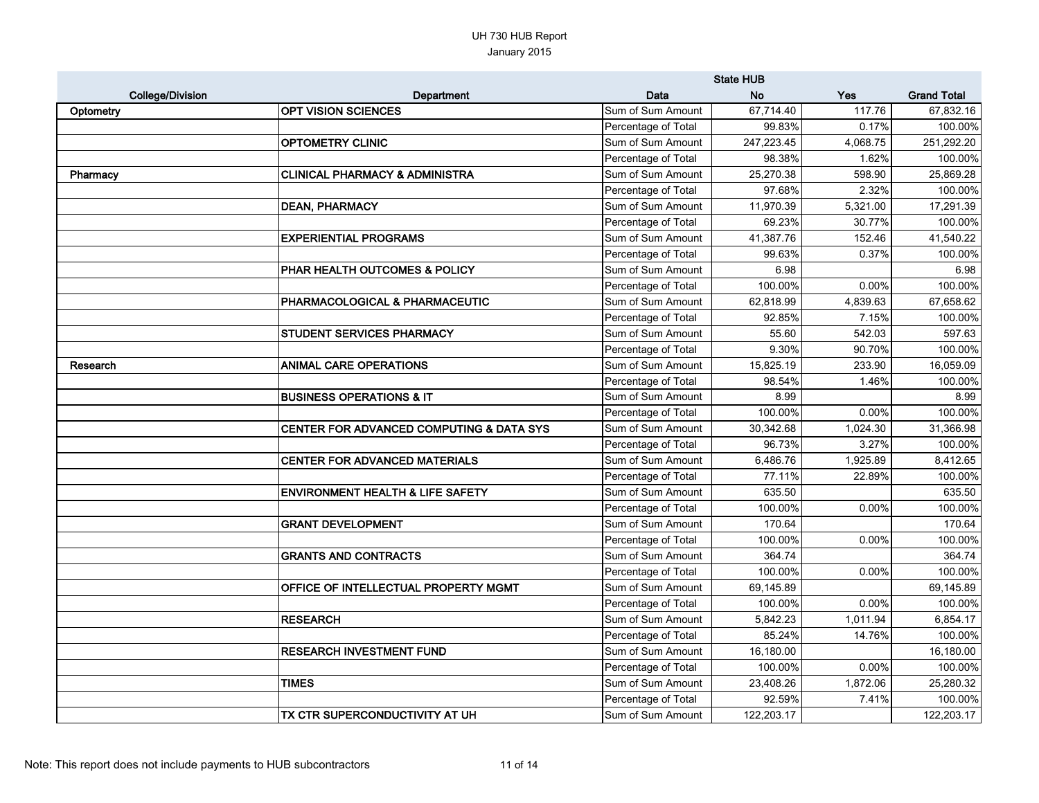UH 730 HUB Report

January 2015

| College/Division | Department | Data | State HUB No | Yes | Grand Total |
|---|---|---|---|---|---|
| Optometry | OPT VISION SCIENCES | Sum of Sum Amount | 67,714.40 | 117.76 | 67,832.16 |
| | | Percentage of Total | 99.83% | 0.17% | 100.00% |
| | OPTOMETRY CLINIC | Sum of Sum Amount | 247,223.45 | 4,068.75 | 251,292.20 |
| | | Percentage of Total | 98.38% | 1.62% | 100.00% |
| Pharmacy | CLINICAL PHARMACY & ADMINISTRA | Sum of Sum Amount | 25,270.38 | 598.90 | 25,869.28 |
| | | Percentage of Total | 97.68% | 2.32% | 100.00% |
| | DEAN, PHARMACY | Sum of Sum Amount | 11,970.39 | 5,321.00 | 17,291.39 |
| | | Percentage of Total | 69.23% | 30.77% | 100.00% |
| | EXPERIENTIAL PROGRAMS | Sum of Sum Amount | 41,387.76 | 152.46 | 41,540.22 |
| | | Percentage of Total | 99.63% | 0.37% | 100.00% |
| | PHAR HEALTH OUTCOMES & POLICY | Sum of Sum Amount | 6.98 | | 6.98 |
| | | Percentage of Total | 100.00% | 0.00% | 100.00% |
| | PHARMACOLOGICAL & PHARMACEUTIC | Sum of Sum Amount | 62,818.99 | 4,839.63 | 67,658.62 |
| | | Percentage of Total | 92.85% | 7.15% | 100.00% |
| | STUDENT SERVICES PHARMACY | Sum of Sum Amount | 55.60 | 542.03 | 597.63 |
| | | Percentage of Total | 9.30% | 90.70% | 100.00% |
| Research | ANIMAL CARE OPERATIONS | Sum of Sum Amount | 15,825.19 | 233.90 | 16,059.09 |
| | | Percentage of Total | 98.54% | 1.46% | 100.00% |
| | BUSINESS OPERATIONS & IT | Sum of Sum Amount | 8.99 | | 8.99 |
| | | Percentage of Total | 100.00% | 0.00% | 100.00% |
| | CENTER FOR ADVANCED COMPUTING & DATA SYS | Sum of Sum Amount | 30,342.68 | 1,024.30 | 31,366.98 |
| | | Percentage of Total | 96.73% | 3.27% | 100.00% |
| | CENTER FOR ADVANCED MATERIALS | Sum of Sum Amount | 6,486.76 | 1,925.89 | 8,412.65 |
| | | Percentage of Total | 77.11% | 22.89% | 100.00% |
| | ENVIRONMENT HEALTH & LIFE SAFETY | Sum of Sum Amount | 635.50 | | 635.50 |
| | | Percentage of Total | 100.00% | 0.00% | 100.00% |
| | GRANT DEVELOPMENT | Sum of Sum Amount | 170.64 | | 170.64 |
| | | Percentage of Total | 100.00% | 0.00% | 100.00% |
| | GRANTS AND CONTRACTS | Sum of Sum Amount | 364.74 | | 364.74 |
| | | Percentage of Total | 100.00% | 0.00% | 100.00% |
| | OFFICE OF INTELLECTUAL PROPERTY MGMT | Sum of Sum Amount | 69,145.89 | | 69,145.89 |
| | | Percentage of Total | 100.00% | 0.00% | 100.00% |
| | RESEARCH | Sum of Sum Amount | 5,842.23 | 1,011.94 | 6,854.17 |
| | | Percentage of Total | 85.24% | 14.76% | 100.00% |
| | RESEARCH INVESTMENT FUND | Sum of Sum Amount | 16,180.00 | | 16,180.00 |
| | | Percentage of Total | 100.00% | 0.00% | 100.00% |
| | TIMES | Sum of Sum Amount | 23,408.26 | 1,872.06 | 25,280.32 |
| | | Percentage of Total | 92.59% | 7.41% | 100.00% |
| | TX CTR SUPERCONDUCTIVITY AT UH | Sum of Sum Amount | 122,203.17 | | 122,203.17 |

Note: This report does not include payments to HUB subcontractors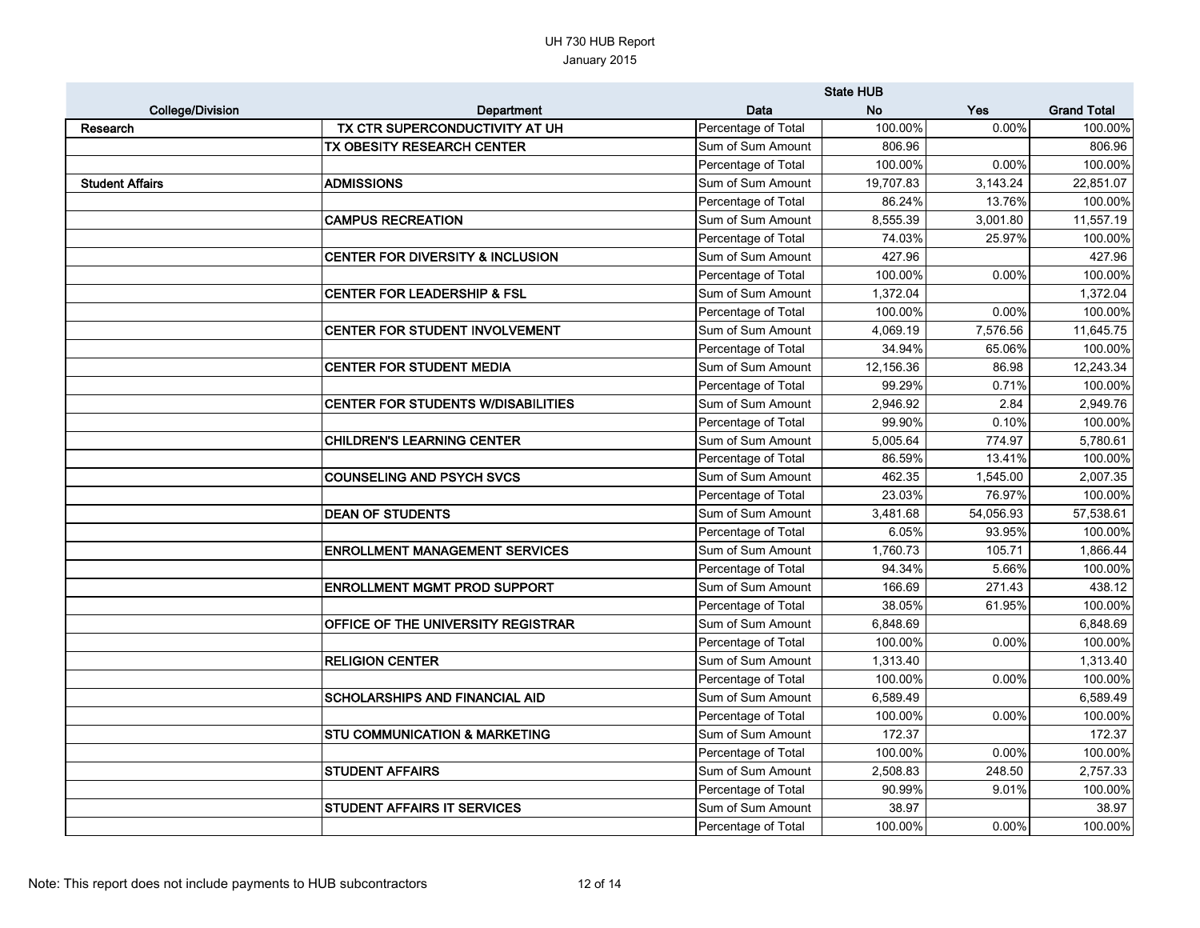UH 730 HUB Report
January 2015

| College/Division | Department | Data | State HUB No | Yes | Grand Total |
|---|---|---|---|---|---|
| Research | TX CTR SUPERCONDUCTIVITY AT UH | Percentage of Total | 100.00% | 0.00% | 100.00% |
| | TX OBESITY RESEARCH CENTER | Sum of Sum Amount | 806.96 | | 806.96 |
| | | Percentage of Total | 100.00% | 0.00% | 100.00% |
| Student Affairs | ADMISSIONS | Sum of Sum Amount | 19,707.83 | 3,143.24 | 22,851.07 |
| | | Percentage of Total | 86.24% | 13.76% | 100.00% |
| | CAMPUS RECREATION | Sum of Sum Amount | 8,555.39 | 3,001.80 | 11,557.19 |
| | | Percentage of Total | 74.03% | 25.97% | 100.00% |
| | CENTER FOR DIVERSITY & INCLUSION | Sum of Sum Amount | 427.96 | | 427.96 |
| | | Percentage of Total | 100.00% | 0.00% | 100.00% |
| | CENTER FOR LEADERSHIP & FSL | Sum of Sum Amount | 1,372.04 | | 1,372.04 |
| | | Percentage of Total | 100.00% | 0.00% | 100.00% |
| | CENTER FOR STUDENT INVOLVEMENT | Sum of Sum Amount | 4,069.19 | 7,576.56 | 11,645.75 |
| | | Percentage of Total | 34.94% | 65.06% | 100.00% |
| | CENTER FOR STUDENT MEDIA | Sum of Sum Amount | 12,156.36 | 86.98 | 12,243.34 |
| | | Percentage of Total | 99.29% | 0.71% | 100.00% |
| | CENTER FOR STUDENTS W/DISABILITIES | Sum of Sum Amount | 2,946.92 | 2.84 | 2,949.76 |
| | | Percentage of Total | 99.90% | 0.10% | 100.00% |
| | CHILDREN'S LEARNING CENTER | Sum of Sum Amount | 5,005.64 | 774.97 | 5,780.61 |
| | | Percentage of Total | 86.59% | 13.41% | 100.00% |
| | COUNSELING AND PSYCH SVCS | Sum of Sum Amount | 462.35 | 1,545.00 | 2,007.35 |
| | | Percentage of Total | 23.03% | 76.97% | 100.00% |
| | DEAN OF STUDENTS | Sum of Sum Amount | 3,481.68 | 54,056.93 | 57,538.61 |
| | | Percentage of Total | 6.05% | 93.95% | 100.00% |
| | ENROLLMENT MANAGEMENT SERVICES | Sum of Sum Amount | 1,760.73 | 105.71 | 1,866.44 |
| | | Percentage of Total | 94.34% | 5.66% | 100.00% |
| | ENROLLMENT MGMT PROD SUPPORT | Sum of Sum Amount | 166.69 | 271.43 | 438.12 |
| | | Percentage of Total | 38.05% | 61.95% | 100.00% |
| | OFFICE OF THE UNIVERSITY REGISTRAR | Sum of Sum Amount | 6,848.69 | | 6,848.69 |
| | | Percentage of Total | 100.00% | 0.00% | 100.00% |
| | RELIGION CENTER | Sum of Sum Amount | 1,313.40 | | 1,313.40 |
| | | Percentage of Total | 100.00% | 0.00% | 100.00% |
| | SCHOLARSHIPS AND FINANCIAL AID | Sum of Sum Amount | 6,589.49 | | 6,589.49 |
| | | Percentage of Total | 100.00% | 0.00% | 100.00% |
| | STU COMMUNICATION & MARKETING | Sum of Sum Amount | 172.37 | | 172.37 |
| | | Percentage of Total | 100.00% | 0.00% | 100.00% |
| | STUDENT AFFAIRS | Sum of Sum Amount | 2,508.83 | 248.50 | 2,757.33 |
| | | Percentage of Total | 90.99% | 9.01% | 100.00% |
| | STUDENT AFFAIRS IT SERVICES | Sum of Sum Amount | 38.97 | | 38.97 |
| | | Percentage of Total | 100.00% | 0.00% | 100.00% |

Note: This report does not include payments to HUB subcontractors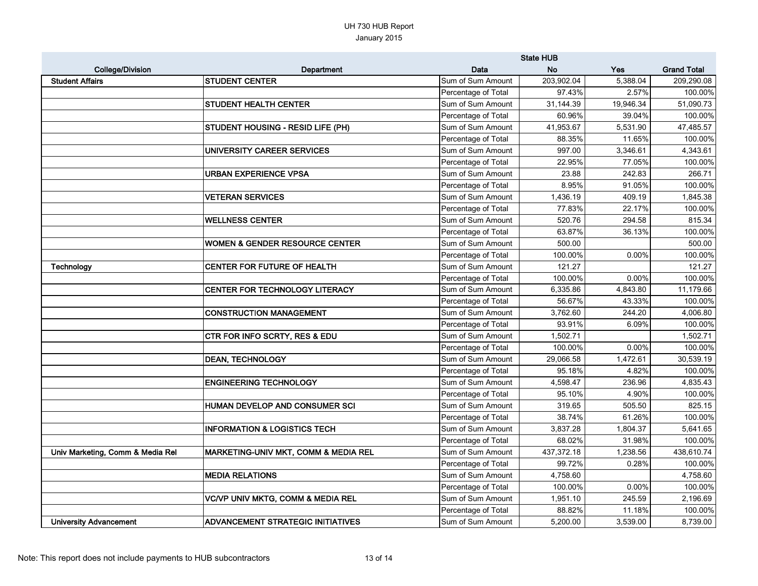UH 730 HUB Report
January 2015

| College/Division | Department | Data | State HUB No | Yes | Grand Total |
|---|---|---|---|---|---|
| **Student Affairs** | **STUDENT CENTER** | Sum of Sum Amount | 203,902.04 | 5,388.04 | 209,290.08 |
| | | Percentage of Total | 97.43% | 2.57% | 100.00% |
| | **STUDENT HEALTH CENTER** | Sum of Sum Amount | 31,144.39 | 19,946.34 | 51,090.73 |
| | | Percentage of Total | 60.96% | 39.04% | 100.00% |
| | **STUDENT HOUSING - RESID LIFE (PH)** | Sum of Sum Amount | 41,953.67 | 5,531.90 | 47,485.57 |
| | | Percentage of Total | 88.35% | 11.65% | 100.00% |
| | **UNIVERSITY CAREER SERVICES** | Sum of Sum Amount | 997.00 | 3,346.61 | 4,343.61 |
| | | Percentage of Total | 22.95% | 77.05% | 100.00% |
| | **URBAN EXPERIENCE VPSA** | Sum of Sum Amount | 23.88 | 242.83 | 266.71 |
| | | Percentage of Total | 8.95% | 91.05% | 100.00% |
| | **VETERAN SERVICES** | Sum of Sum Amount | 1,436.19 | 409.19 | 1,845.38 |
| | | Percentage of Total | 77.83% | 22.17% | 100.00% |
| | **WELLNESS CENTER** | Sum of Sum Amount | 520.76 | 294.58 | 815.34 |
| | | Percentage of Total | 63.87% | 36.13% | 100.00% |
| | **WOMEN & GENDER RESOURCE CENTER** | Sum of Sum Amount | 500.00 | | 500.00 |
| | | Percentage of Total | 100.00% | 0.00% | 100.00% |
| **Technology** | **CENTER FOR FUTURE OF HEALTH** | Sum of Sum Amount | 121.27 | | 121.27 |
| | | Percentage of Total | 100.00% | 0.00% | 100.00% |
| | **CENTER FOR TECHNOLOGY LITERACY** | Sum of Sum Amount | 6,335.86 | 4,843.80 | 11,179.66 |
| | | Percentage of Total | 56.67% | 43.33% | 100.00% |
| | **CONSTRUCTION MANAGEMENT** | Sum of Sum Amount | 3,762.60 | 244.20 | 4,006.80 |
| | | Percentage of Total | 93.91% | 6.09% | 100.00% |
| | **CTR FOR INFO SCRTY, RES & EDU** | Sum of Sum Amount | 1,502.71 | | 1,502.71 |
| | | Percentage of Total | 100.00% | 0.00% | 100.00% |
| | **DEAN, TECHNOLOGY** | Sum of Sum Amount | 29,066.58 | 1,472.61 | 30,539.19 |
| | | Percentage of Total | 95.18% | 4.82% | 100.00% |
| | **ENGINEERING TECHNOLOGY** | Sum of Sum Amount | 4,598.47 | 236.96 | 4,835.43 |
| | | Percentage of Total | 95.10% | 4.90% | 100.00% |
| | **HUMAN DEVELOP AND CONSUMER SCI** | Sum of Sum Amount | 319.65 | 505.50 | 825.15 |
| | | Percentage of Total | 38.74% | 61.26% | 100.00% |
| | **INFORMATION & LOGISTICS TECH** | Sum of Sum Amount | 3,837.28 | 1,804.37 | 5,641.65 |
| | | Percentage of Total | 68.02% | 31.98% | 100.00% |
| **Univ Marketing, Comm & Media Rel** | **MARKETING-UNIV MKT, COMM & MEDIA REL** | Sum of Sum Amount | 437,372.18 | 1,238.56 | 438,610.74 |
| | | Percentage of Total | 99.72% | 0.28% | 100.00% |
| | **MEDIA RELATIONS** | Sum of Sum Amount | 4,758.60 | | 4,758.60 |
| | | Percentage of Total | 100.00% | 0.00% | 100.00% |
| | **VC/VP UNIV MKTG, COMM & MEDIA REL** | Sum of Sum Amount | 1,951.10 | 245.59 | 2,196.69 |
| | | Percentage of Total | 88.82% | 11.18% | 100.00% |
| **University Advancement** | **ADVANCEMENT STRATEGIC INITIATIVES** | Sum of Sum Amount | 5,200.00 | 3,539.00 | 8,739.00 |

Note: This report does not include payments to HUB subcontractors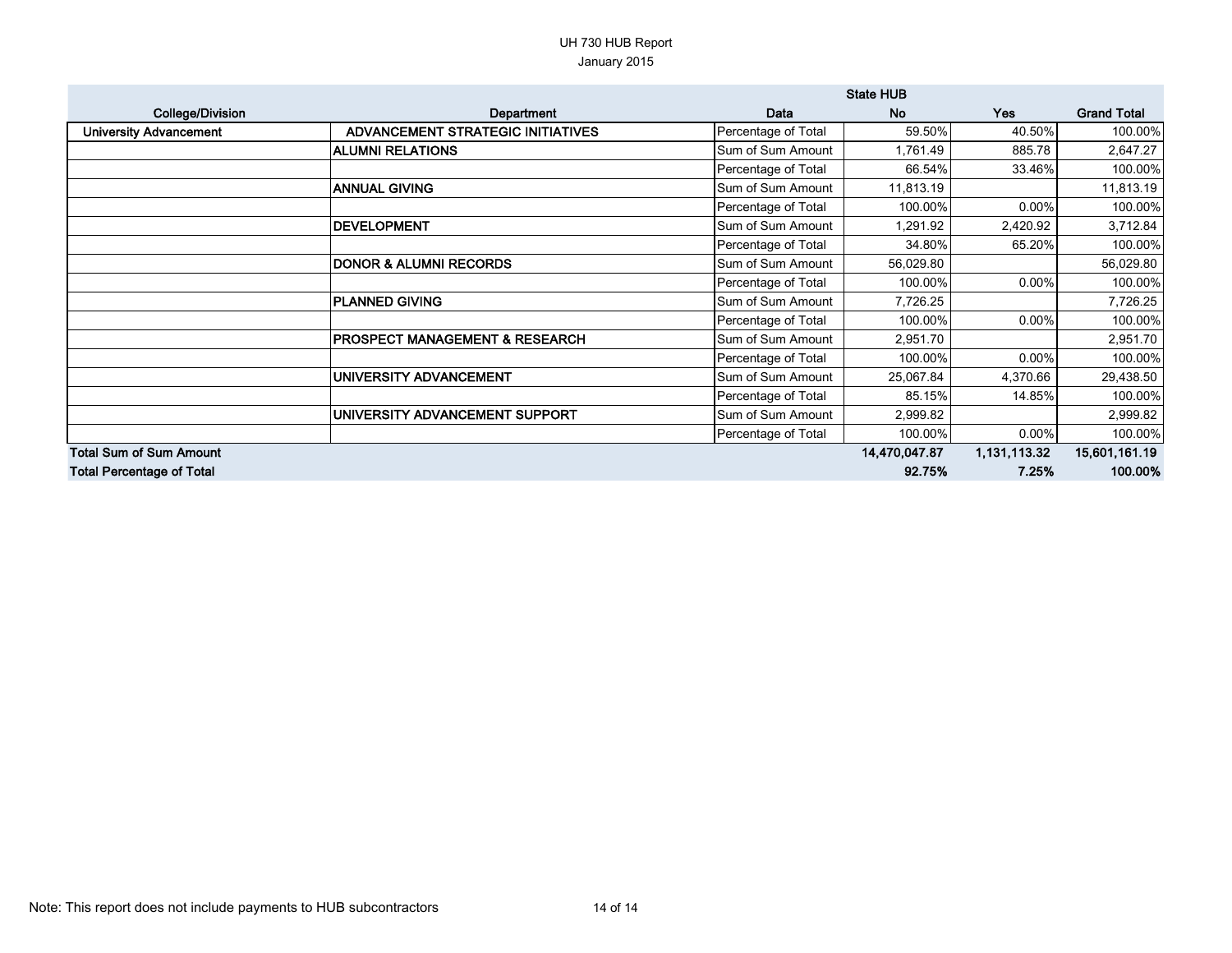UH 730 HUB Report
January 2015

| | | | State HUB | | |
|---|---|---|---|---|---|
| College/Division | Department | Data | No | Yes | Grand Total |
| University Advancement | ADVANCEMENT STRATEGIC INITIATIVES | Percentage of Total | 59.50% | 40.50% | 100.00% |
| | ALUMNI RELATIONS | Sum of Sum Amount | 1,761.49 | 885.78 | 2,647.27 |
| | | Percentage of Total | 66.54% | 33.46% | 100.00% |
| | ANNUAL GIVING | Sum of Sum Amount | 11,813.19 | | 11,813.19 |
| | | Percentage of Total | 100.00% | 0.00% | 100.00% |
| | DEVELOPMENT | Sum of Sum Amount | 1,291.92 | 2,420.92 | 3,712.84 |
| | | Percentage of Total | 34.80% | 65.20% | 100.00% |
| | DONOR & ALUMNI RECORDS | Sum of Sum Amount | 56,029.80 | | 56,029.80 |
| | | Percentage of Total | 100.00% | 0.00% | 100.00% |
| | PLANNED GIVING | Sum of Sum Amount | 7,726.25 | | 7,726.25 |
| | | Percentage of Total | 100.00% | 0.00% | 100.00% |
| | PROSPECT MANAGEMENT & RESEARCH | Sum of Sum Amount | 2,951.70 | | 2,951.70 |
| | | Percentage of Total | 100.00% | 0.00% | 100.00% |
| | UNIVERSITY ADVANCEMENT | Sum of Sum Amount | 25,067.84 | 4,370.66 | 29,438.50 |
| | | Percentage of Total | 85.15% | 14.85% | 100.00% |
| | UNIVERSITY ADVANCEMENT SUPPORT | Sum of Sum Amount | 2,999.82 | | 2,999.82 |
| | | Percentage of Total | 100.00% | 0.00% | 100.00% |
| **Total Sum of Sum Amount** | | | **14,470,047.87** | **1,131,113.32** | **15,601,161.19** |
| **Total Percentage of Total** | | | **92.75%** | **7.25%** | **100.00%** |

Note: This report does not include payments to HUB subcontractors